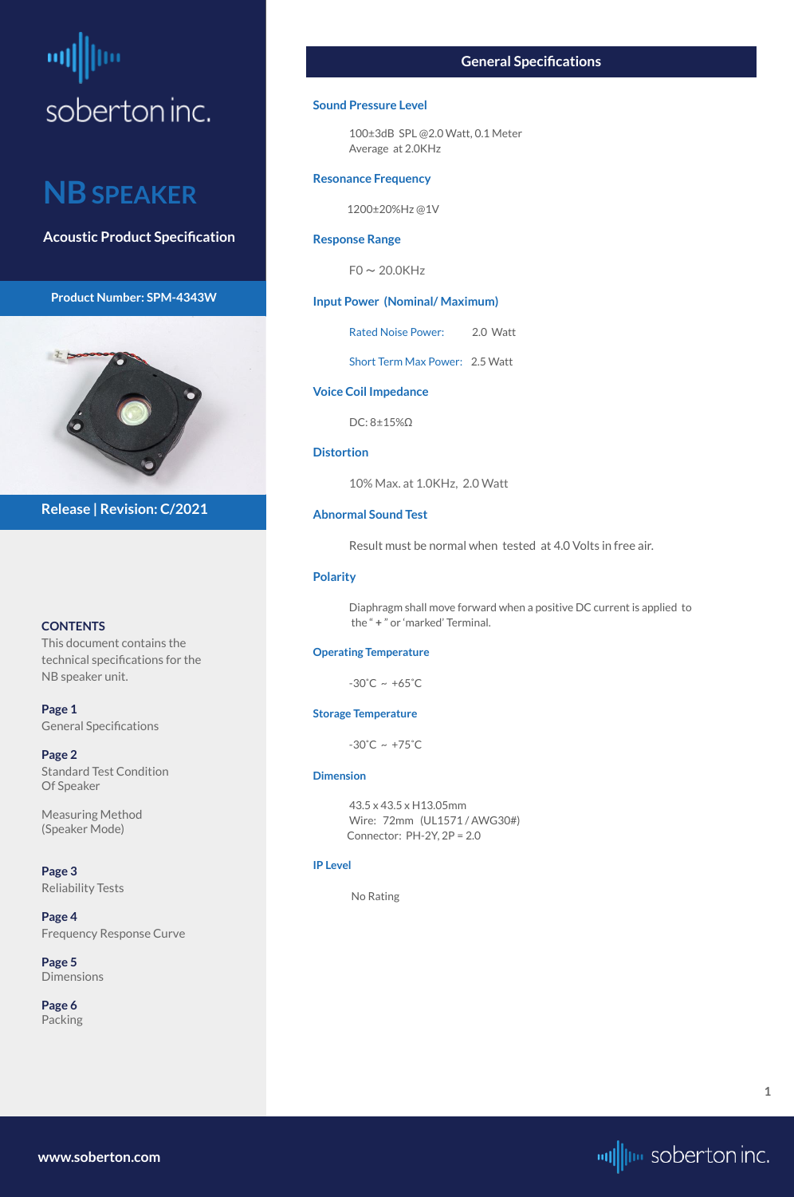soberton inc.

# NB SPEAKER

**Acoustic Product Specification**

**Product Number: SPM-4343W**

**Release | Revision: C/2021**

**CONTENTS**

This document contains the technical specifications for the NB speaker unit.

**Page 1**
General Specifications

**Page 2**
Standard Test Condition Of Speaker

Measuring Method (Speaker Mode)

**Page 3**
Reliability Tests

**Page 4**
Frequency Response Curve

**Page 5**
Dimensions

**Page 6**
Packing

## General Specifications

### Sound Pressure Level

100±3dB SPL @2.0 Watt, 0.1 Meter
Average at 2.0KHz

### Resonance Frequency

1200±20%Hz @1V

### Response Range

F0 ~ 20.0KHz

### Input Power (Nominal/ Maximum)

Rated Noise Power: 2.0 Watt

Short Term Max Power: 2.5 Watt

### Voice Coil Impedance

DC: 8±15%Ω

### Distortion

10% Max. at 1.0KHz, 2.0 Watt

### Abnormal Sound Test

Result must be normal when tested at 4.0 Volts in free air.

### Polarity

Diaphragm shall move forward when a positive DC current is applied to the " + " or 'marked' Terminal.

### Operating Temperature

-30˚C ~ +65˚C

### Storage Temperature

-30˚C ~ +75˚C

### Dimension

43.5 x 43.5 x H13.05mm
Wire: 72mm (UL1571 / AWG30#)
Connector: PH-2Y, 2P = 2.0

### IP Level

No Rating

www.soberton.com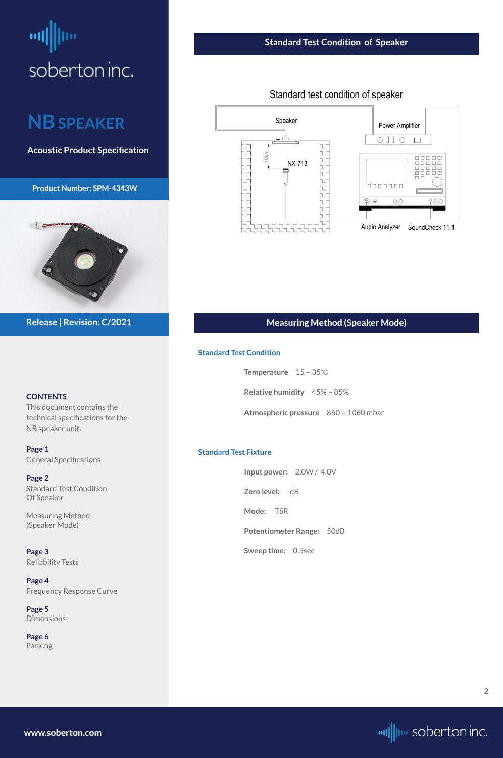# soberton inc.

## NB SPEAKER

**Acoustic Product Specification**

**Product Number: SPM-4343W**

**Release | Revision: C/2021**

**CONTENTS**

This document contains the technical specifications for the NB speaker unit.

**Page 1**
General Specifications

**Page 2**
Standard Test Condition Of Speaker

Measuring Method (Speaker Mode)

**Page 3**
Reliability Tests

**Page 4**
Frequency Response Curve

**Page 5**
Dimensions

**Page 6**
Packing

## Standard Test Condition of Speaker

Standard test condition of speaker

Speaker

Power Amplifier

10cm

NX-713

Audio Analyzer SoundCheck 11.1

## Measuring Method (Speaker Mode)

### Standard Test Condition

**Temperature** 15 ~ 35℃

**Relative humidity** 45% ~ 85%

**Atmospheric pressure** 860 ~ 1060 mbar

### Standard Test Fixture

**Input power:** 2.0W / 4.0V

**Zero level:** -dB

**Mode:** TSR

**Potentiometer Range:** 50dB

**Sweep time:** 0.5sec

www.soberton.com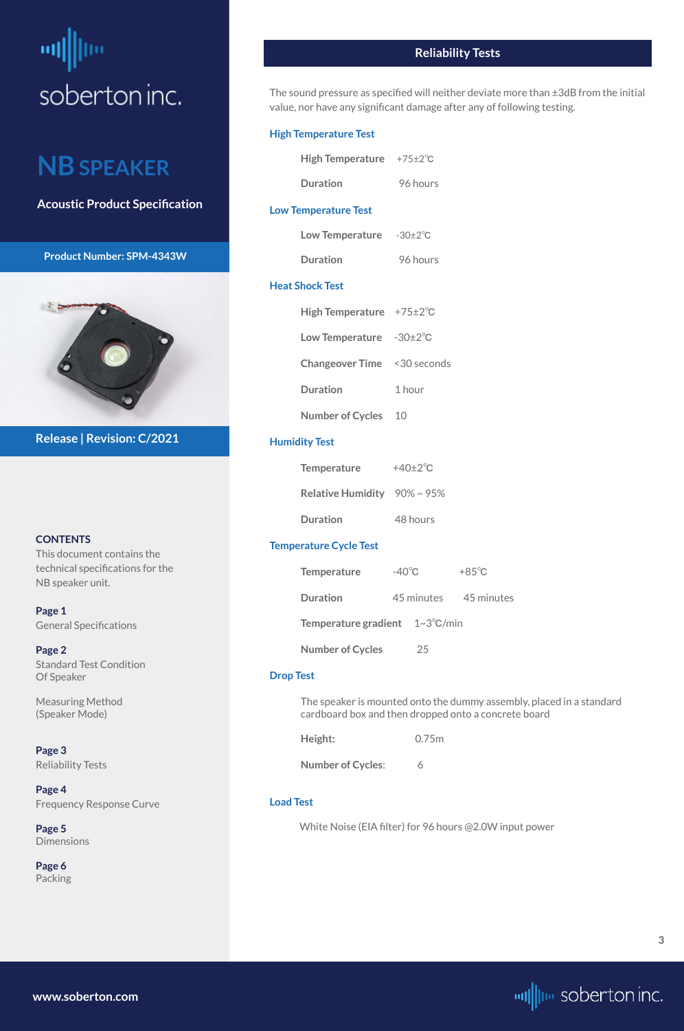soberton inc.

# NB SPEAKER

**Acoustic Product Specification**

**Product Number: SPM-4343W**

**Release | Revision: C/2021**

**CONTENTS**

This document contains the technical specifications for the NB speaker unit.

**Page 1**
General Specifications

**Page 2**
Standard Test Condition Of Speaker

Measuring Method (Speaker Mode)

**Page 3**
Reliability Tests

**Page 4**
Frequency Response Curve

**Page 5**
Dimensions

**Page 6**
Packing

## Reliability Tests

The sound pressure as specified will neither deviate more than ±3dB from the initial value, nor have any significant damage after any of following testing.

### High Temperature Test

| | |
|---|---|
| **High Temperature** | +75±2℃ |
| **Duration** | 96 hours |

### Low Temperature Test

| | |
|---|---|
| **Low Temperature** | -30±2℃ |
| **Duration** | 96 hours |

### Heat Shock Test

| | |
|---|---|
| **High Temperature** | +75±2℃ |
| **Low Temperature** | -30±2℃ |
| **Changeover Time** | <30 seconds |
| **Duration** | 1 hour |
| **Number of Cycles** | 10 |

### Humidity Test

| | |
|---|---|
| **Temperature** | +40±2℃ |
| **Relative Humidity** | 90% ~ 95% |
| **Duration** | 48 hours |

### Temperature Cycle Test

| | | |
|---|---|---|
| **Temperature** | -40℃ | +85℃ |
| **Duration** | 45 minutes | 45 minutes |
| **Temperature gradient** | 1~3℃/min | |
| **Number of Cycles** | 25 | |

### Drop Test

The speaker is mounted onto the dummy assembly, placed in a standard cardboard box and then dropped onto a concrete board

| | |
|---|---|
| **Height:** | 0.75m |
| **Number of Cycles:** | 6 |

### Load Test

White Noise (EIA filter) for 96 hours @2.0W input power

www.soberton.com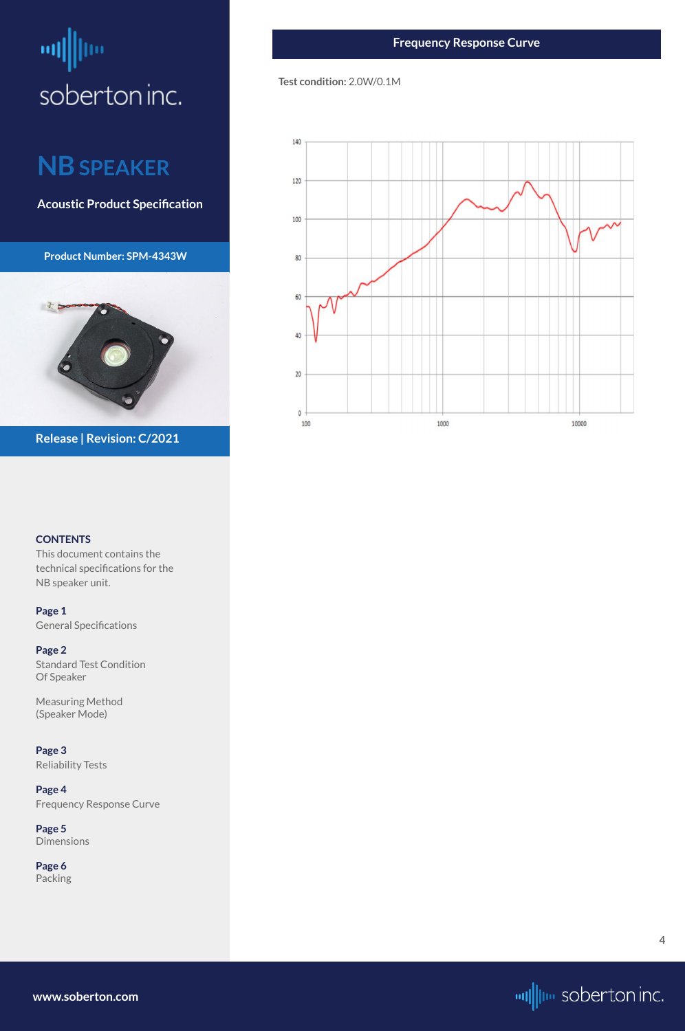soberton inc.

# NB SPEAKER

**Acoustic Product Specification**

**Product Number: SPM-4343W**

**Release | Revision: C/2021**

**CONTENTS**

This document contains the technical specifications for the NB speaker unit.

**Page 1**
General Specifications

**Page 2**
Standard Test Condition Of Speaker

Measuring Method (Speaker Mode)

**Page 3**
Reliability Tests

**Page 4**
Frequency Response Curve

**Page 5**
Dimensions

**Page 6**
Packing

## Frequency Response Curve

**Test condition:** 2.0W/0.1M

**www.soberton.com**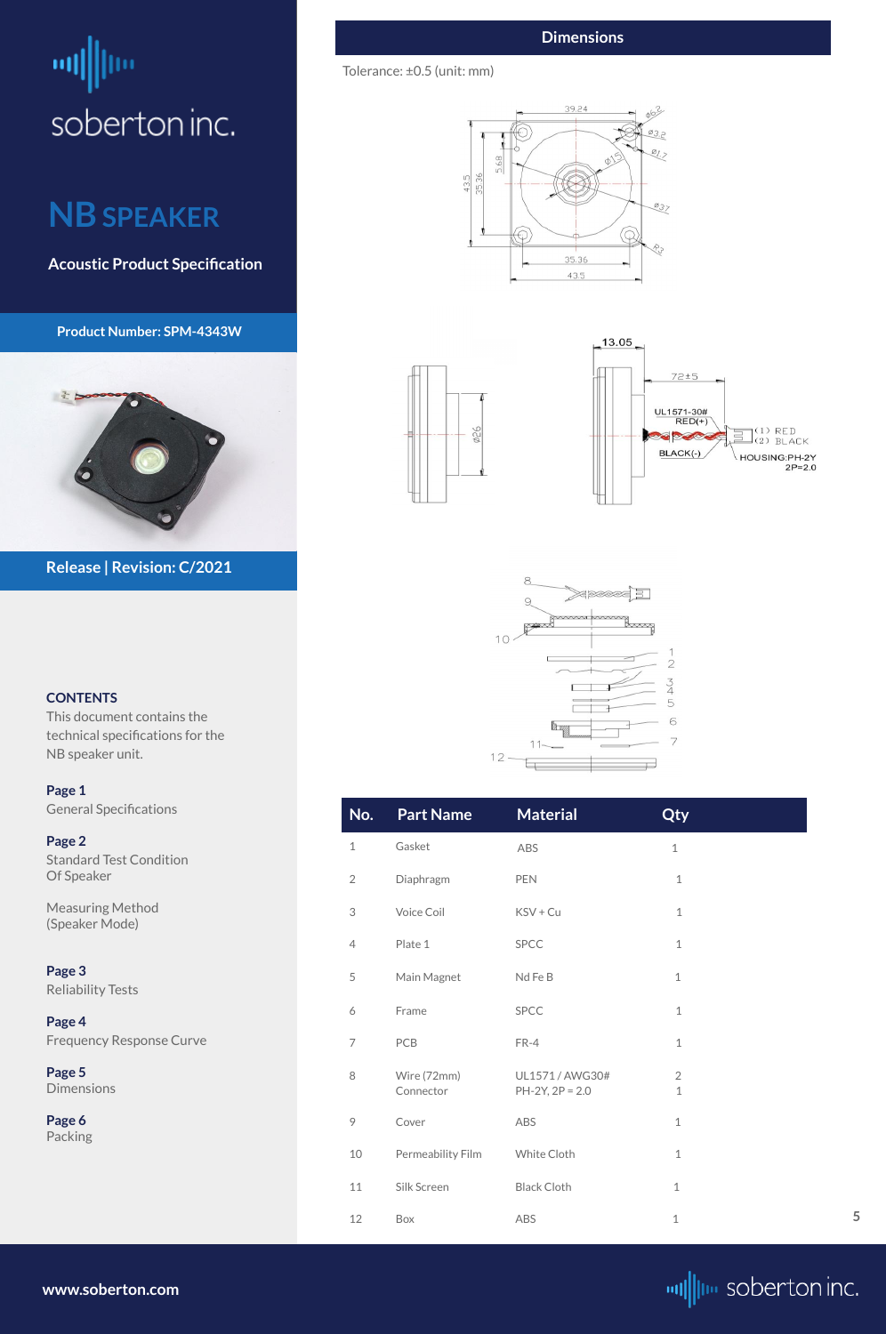soberton inc.

# NB SPEAKER

**Acoustic Product Specification**

**Product Number: SPM-4343W**

**Release | Revision: C/2021**

**CONTENTS**

This document contains the technical specifications for the NB speaker unit.

**Page 1**
General Specifications

**Page 2**
Standard Test Condition Of Speaker

Measuring Method (Speaker Mode)

**Page 3**
Reliability Tests

**Page 4**
Frequency Response Curve

**Page 5**
Dimensions

**Page 6**
Packing

## Dimensions

Tolerance: ±0.5 (unit: mm)

| No. | Part Name | Material | Qty |
|---|---|---|---|
| 1 | Gasket | ABS | 1 |
| 2 | Diaphragm | PEN | 1 |
| 3 | Voice Coil | KSV + Cu | 1 |
| 4 | Plate 1 | SPCC | 1 |
| 5 | Main Magnet | Nd Fe B | 1 |
| 6 | Frame | SPCC | 1 |
| 7 | PCB | FR-4 | 1 |
| 8 | Wire (72mm)<br>Connector | UL1571 / AWG30#<br>PH-2Y, 2P = 2.0 | 2<br>1 |
| 9 | Cover | ABS | 1 |
| 10 | Permeability Film | White Cloth | 1 |
| 11 | Silk Screen | Black Cloth | 1 |
| 12 | Box | ABS | 1 |

www.soberton.com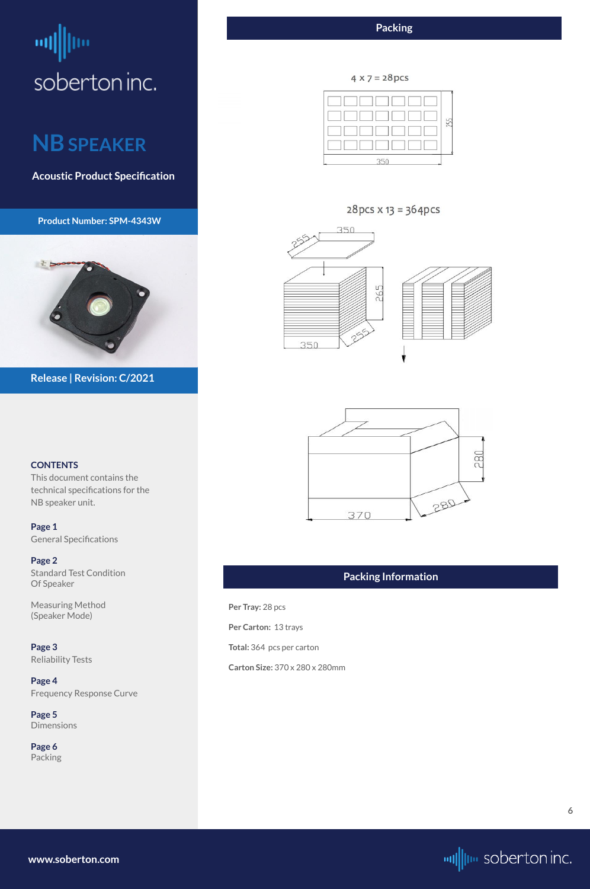soberton inc.

# NB SPEAKER

**Acoustic Product Specification**

**Product Number: SPM-4343W**

**Release | Revision: C/2021**

**CONTENTS**

This document contains the technical specifications for the NB speaker unit.

**Page 1**
General Specifications

**Page 2**
Standard Test Condition Of Speaker

Measuring Method (Speaker Mode)

**Page 3**
Reliability Tests

**Page 4**
Frequency Response Curve

**Page 5**
Dimensions

**Page 6**
Packing

## Packing

4 x 7 = 28pcs

350

255

28pcs x 13 = 364pcs

350

255

265

350

255

370

280

280

## Packing Information

**Per Tray:** 28 pcs

**Per Carton:** 13 trays

**Total:** 364 pcs per carton

**Carton Size:** 370 x 280 x 280mm

**www.soberton.com**